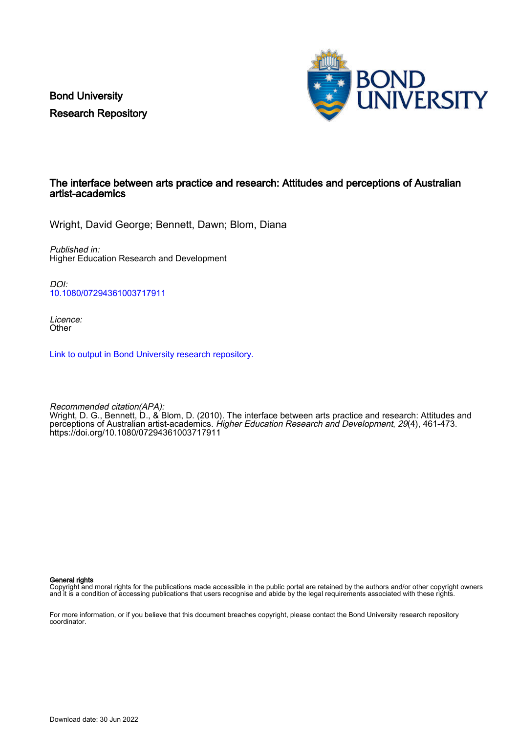Bond University
Research Repository

# The interface between arts practice and research: Attitudes and perceptions of Australian artist-academics

Wright, David George; Bennett, Dawn; Blom, Diana

*Published in:*
Higher Education Research and Development

*DOI:*
10.1080/07294361003717911

*Licence:*
Other

Link to output in Bond University research repository.

*Recommended citation(APA):*
Wright, D. G., Bennett, D., & Blom, D. (2010). The interface between arts practice and research: Attitudes and perceptions of Australian artist-academics. *Higher Education Research and Development*, *29*(4), 461-473. https://doi.org/10.1080/07294361003717911

**General rights**
Copyright and moral rights for the publications made accessible in the public portal are retained by the authors and/or other copyright owners and it is a condition of accessing publications that users recognise and abide by the legal requirements associated with these rights.

For more information, or if you believe that this document breaches copyright, please contact the Bond University research repository coordinator.

Download date: 30 Jun 2022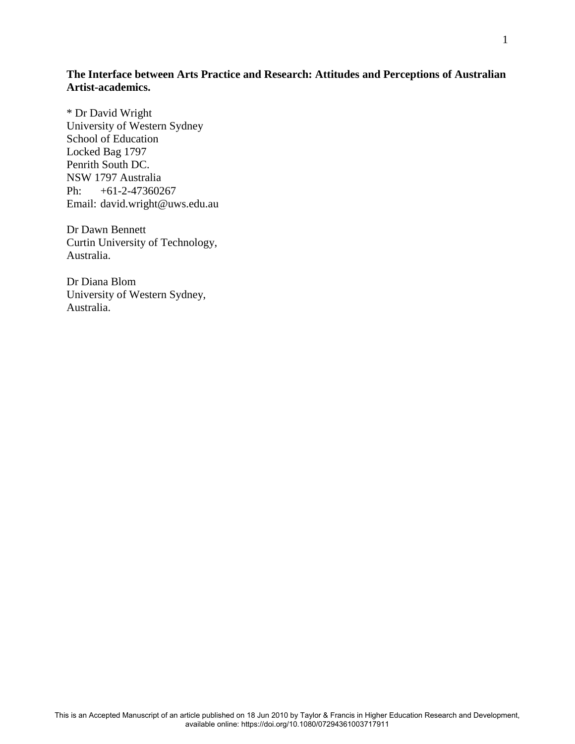**The Interface between Arts Practice and Research: Attitudes and Perceptions of Australian Artist-academics.**

* Dr David Wright
University of Western Sydney
School of Education
Locked Bag 1797
Penrith South DC.
NSW 1797 Australia
Ph: +61-2-47360267
Email: david.wright@uws.edu.au

Dr Dawn Bennett
Curtin University of Technology,
Australia.

Dr Diana Blom
University of Western Sydney,
Australia.

This is an Accepted Manuscript of an article published on 18 Jun 2010 by Taylor & Francis in Higher Education Research and Development, available online: https://doi.org/10.1080/07294361003717911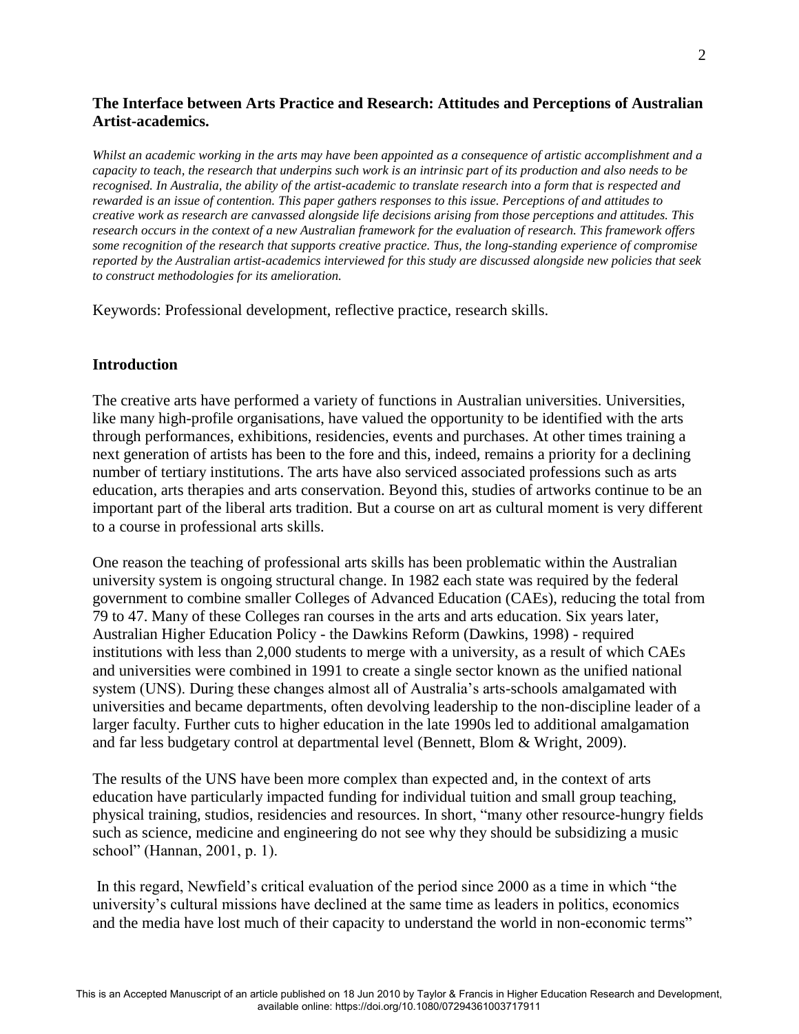**The Interface between Arts Practice and Research: Attitudes and Perceptions of Australian Artist-academics.**

*Whilst an academic working in the arts may have been appointed as a consequence of artistic accomplishment and a capacity to teach, the research that underpins such work is an intrinsic part of its production and also needs to be recognised. In Australia, the ability of the artist-academic to translate research into a form that is respected and rewarded is an issue of contention. This paper gathers responses to this issue. Perceptions of and attitudes to creative work as research are canvassed alongside life decisions arising from those perceptions and attitudes. This research occurs in the context of a new Australian framework for the evaluation of research. This framework offers some recognition of the research that supports creative practice. Thus, the long-standing experience of compromise reported by the Australian artist-academics interviewed for this study are discussed alongside new policies that seek to construct methodologies for its amelioration.*

Keywords: Professional development, reflective practice, research skills.

## Introduction

The creative arts have performed a variety of functions in Australian universities. Universities, like many high-profile organisations, have valued the opportunity to be identified with the arts through performances, exhibitions, residencies, events and purchases. At other times training a next generation of artists has been to the fore and this, indeed, remains a priority for a declining number of tertiary institutions. The arts have also serviced associated professions such as arts education, arts therapies and arts conservation. Beyond this, studies of artworks continue to be an important part of the liberal arts tradition. But a course on art as cultural moment is very different to a course in professional arts skills.

One reason the teaching of professional arts skills has been problematic within the Australian university system is ongoing structural change. In 1982 each state was required by the federal government to combine smaller Colleges of Advanced Education (CAEs), reducing the total from 79 to 47. Many of these Colleges ran courses in the arts and arts education. Six years later, Australian Higher Education Policy - the Dawkins Reform (Dawkins, 1998) - required institutions with less than 2,000 students to merge with a university, as a result of which CAEs and universities were combined in 1991 to create a single sector known as the unified national system (UNS). During these changes almost all of Australia's arts-schools amalgamated with universities and became departments, often devolving leadership to the non-discipline leader of a larger faculty. Further cuts to higher education in the late 1990s led to additional amalgamation and far less budgetary control at departmental level (Bennett, Blom & Wright, 2009).

The results of the UNS have been more complex than expected and, in the context of arts education have particularly impacted funding for individual tuition and small group teaching, physical training, studios, residencies and resources. In short, "many other resource-hungry fields such as science, medicine and engineering do not see why they should be subsidizing a music school" (Hannan, 2001, p. 1).

In this regard, Newfield's critical evaluation of the period since 2000 as a time in which "the university's cultural missions have declined at the same time as leaders in politics, economics and the media have lost much of their capacity to understand the world in non-economic terms"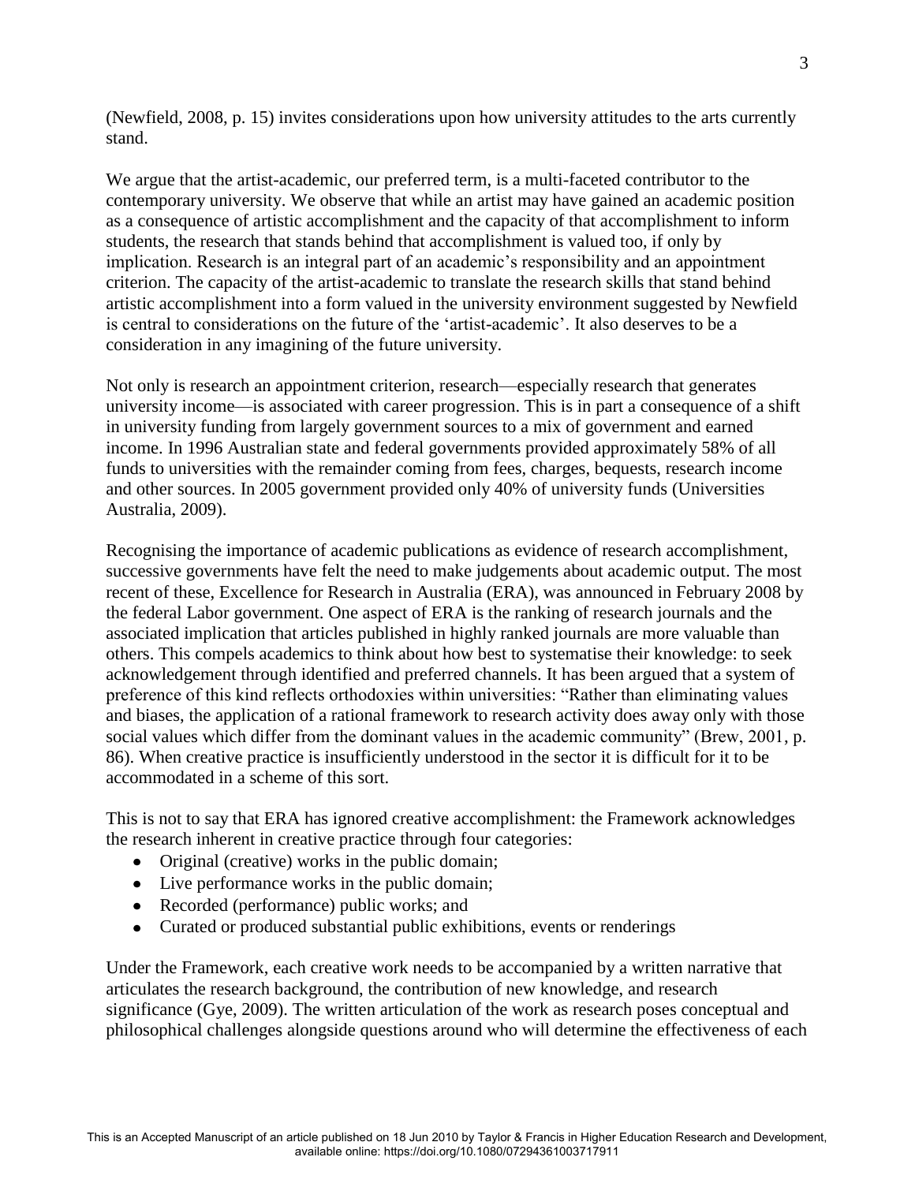(Newfield, 2008, p. 15) invites considerations upon how university attitudes to the arts currently stand.

We argue that the artist-academic, our preferred term, is a multi-faceted contributor to the contemporary university. We observe that while an artist may have gained an academic position as a consequence of artistic accomplishment and the capacity of that accomplishment to inform students, the research that stands behind that accomplishment is valued too, if only by implication. Research is an integral part of an academic's responsibility and an appointment criterion. The capacity of the artist-academic to translate the research skills that stand behind artistic accomplishment into a form valued in the university environment suggested by Newfield is central to considerations on the future of the 'artist-academic'. It also deserves to be a consideration in any imagining of the future university.

Not only is research an appointment criterion, research—especially research that generates university income—is associated with career progression. This is in part a consequence of a shift in university funding from largely government sources to a mix of government and earned income. In 1996 Australian state and federal governments provided approximately 58% of all funds to universities with the remainder coming from fees, charges, bequests, research income and other sources. In 2005 government provided only 40% of university funds (Universities Australia, 2009).

Recognising the importance of academic publications as evidence of research accomplishment, successive governments have felt the need to make judgements about academic output. The most recent of these, Excellence for Research in Australia (ERA), was announced in February 2008 by the federal Labor government. One aspect of ERA is the ranking of research journals and the associated implication that articles published in highly ranked journals are more valuable than others. This compels academics to think about how best to systematise their knowledge: to seek acknowledgement through identified and preferred channels. It has been argued that a system of preference of this kind reflects orthodoxies within universities: "Rather than eliminating values and biases, the application of a rational framework to research activity does away only with those social values which differ from the dominant values in the academic community" (Brew, 2001, p. 86). When creative practice is insufficiently understood in the sector it is difficult for it to be accommodated in a scheme of this sort.

This is not to say that ERA has ignored creative accomplishment: the Framework acknowledges the research inherent in creative practice through four categories:

- Original (creative) works in the public domain;
- Live performance works in the public domain;
- Recorded (performance) public works; and
- Curated or produced substantial public exhibitions, events or renderings

Under the Framework, each creative work needs to be accompanied by a written narrative that articulates the research background, the contribution of new knowledge, and research significance (Gye, 2009). The written articulation of the work as research poses conceptual and philosophical challenges alongside questions around who will determine the effectiveness of each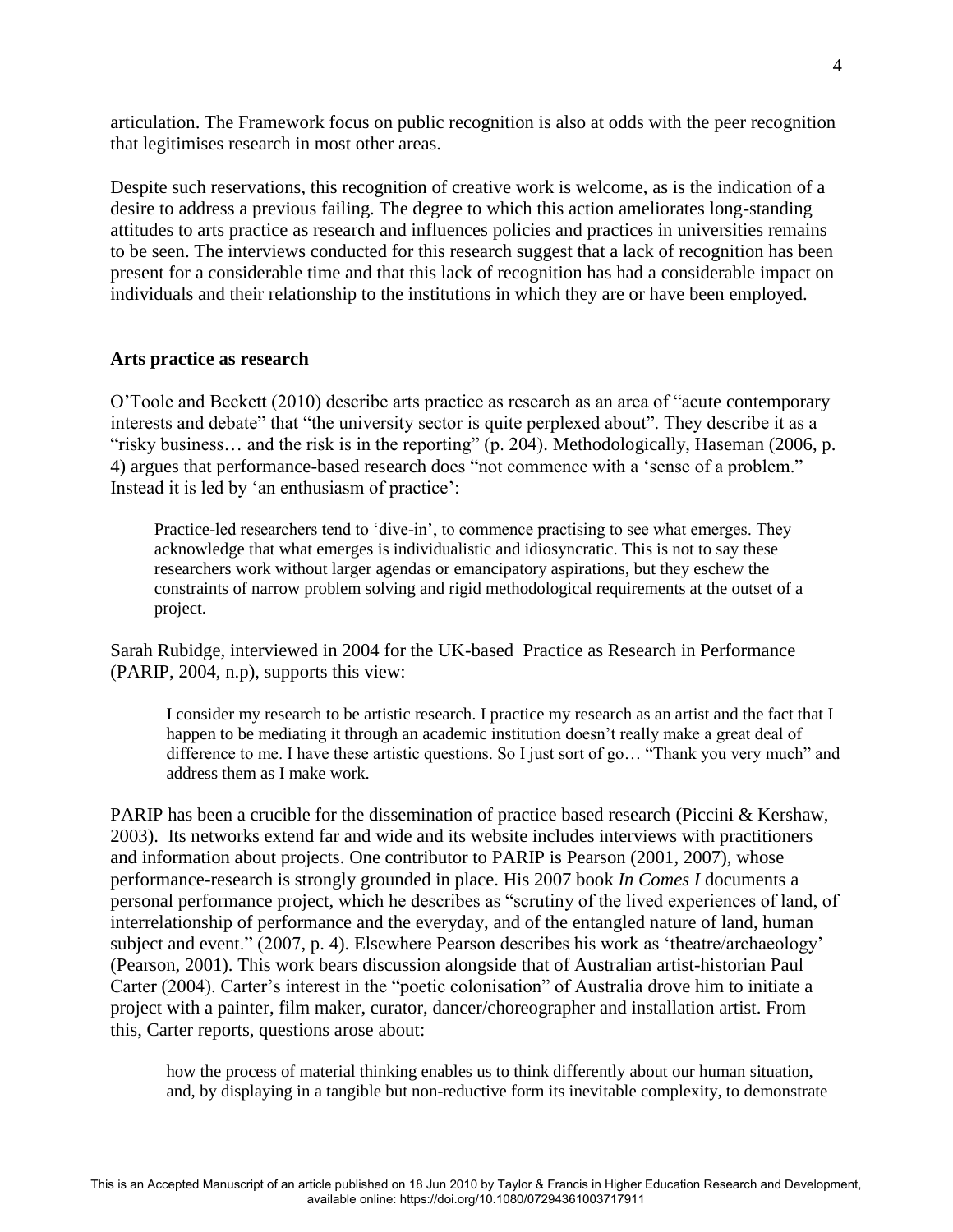articulation. The Framework focus on public recognition is also at odds with the peer recognition that legitimises research in most other areas.

Despite such reservations, this recognition of creative work is welcome, as is the indication of a desire to address a previous failing. The degree to which this action ameliorates long-standing attitudes to arts practice as research and influences policies and practices in universities remains to be seen. The interviews conducted for this research suggest that a lack of recognition has been present for a considerable time and that this lack of recognition has had a considerable impact on individuals and their relationship to the institutions in which they are or have been employed.

## Arts practice as research

O'Toole and Beckett (2010) describe arts practice as research as an area of "acute contemporary interests and debate" that "the university sector is quite perplexed about". They describe it as a "risky business… and the risk is in the reporting" (p. 204). Methodologically, Haseman (2006, p. 4) argues that performance-based research does "not commence with a 'sense of a problem." Instead it is led by 'an enthusiasm of practice':

> Practice-led researchers tend to 'dive-in', to commence practising to see what emerges. They acknowledge that what emerges is individualistic and idiosyncratic. This is not to say these researchers work without larger agendas or emancipatory aspirations, but they eschew the constraints of narrow problem solving and rigid methodological requirements at the outset of a project.

Sarah Rubidge, interviewed in 2004 for the UK-based Practice as Research in Performance (PARIP, 2004, n.p), supports this view:

> I consider my research to be artistic research. I practice my research as an artist and the fact that I happen to be mediating it through an academic institution doesn't really make a great deal of difference to me. I have these artistic questions. So I just sort of go… "Thank you very much" and address them as I make work.

PARIP has been a crucible for the dissemination of practice based research (Piccini & Kershaw, 2003). Its networks extend far and wide and its website includes interviews with practitioners and information about projects. One contributor to PARIP is Pearson (2001, 2007), whose performance-research is strongly grounded in place. His 2007 book *In Comes I* documents a personal performance project, which he describes as "scrutiny of the lived experiences of land, of interrelationship of performance and the everyday, and of the entangled nature of land, human subject and event." (2007, p. 4). Elsewhere Pearson describes his work as 'theatre/archaeology' (Pearson, 2001). This work bears discussion alongside that of Australian artist-historian Paul Carter (2004). Carter's interest in the "poetic colonisation" of Australia drove him to initiate a project with a painter, film maker, curator, dancer/choreographer and installation artist. From this, Carter reports, questions arose about:

> how the process of material thinking enables us to think differently about our human situation, and, by displaying in a tangible but non-reductive form its inevitable complexity, to demonstrate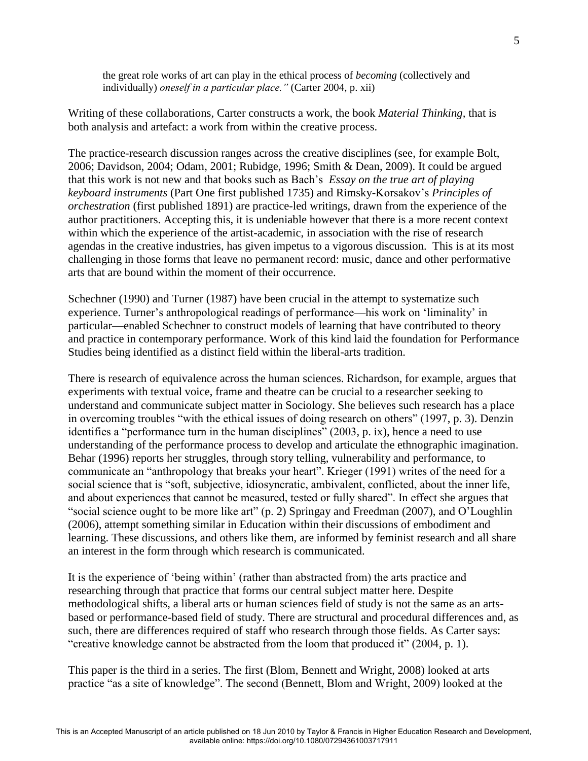> the great role works of art can play in the ethical process of *becoming* (collectively and individually) *oneself in a particular place."* (Carter 2004, p. xii)

Writing of these collaborations, Carter constructs a work, the book *Material Thinking*, that is both analysis and artefact: a work from within the creative process.

The practice-research discussion ranges across the creative disciplines (see, for example Bolt, 2006; Davidson, 2004; Odam, 2001; Rubidge, 1996; Smith & Dean, 2009). It could be argued that this work is not new and that books such as Bach's *Essay on the true art of playing keyboard instruments* (Part One first published 1735) and Rimsky-Korsakov's *Principles of orchestration* (first published 1891) are practice-led writings, drawn from the experience of the author practitioners. Accepting this, it is undeniable however that there is a more recent context within which the experience of the artist-academic, in association with the rise of research agendas in the creative industries, has given impetus to a vigorous discussion. This is at its most challenging in those forms that leave no permanent record: music, dance and other performative arts that are bound within the moment of their occurrence.

Schechner (1990) and Turner (1987) have been crucial in the attempt to systematize such experience. Turner's anthropological readings of performance—his work on 'liminality' in particular—enabled Schechner to construct models of learning that have contributed to theory and practice in contemporary performance. Work of this kind laid the foundation for Performance Studies being identified as a distinct field within the liberal-arts tradition.

There is research of equivalence across the human sciences. Richardson, for example, argues that experiments with textual voice, frame and theatre can be crucial to a researcher seeking to understand and communicate subject matter in Sociology. She believes such research has a place in overcoming troubles "with the ethical issues of doing research on others" (1997, p. 3). Denzin identifies a "performance turn in the human disciplines" (2003, p. ix), hence a need to use understanding of the performance process to develop and articulate the ethnographic imagination. Behar (1996) reports her struggles, through story telling, vulnerability and performance, to communicate an "anthropology that breaks your heart". Krieger (1991) writes of the need for a social science that is "soft, subjective, idiosyncratic, ambivalent, conflicted, about the inner life, and about experiences that cannot be measured, tested or fully shared". In effect she argues that "social science ought to be more like art" (p. 2) Springay and Freedman (2007), and O'Loughlin (2006), attempt something similar in Education within their discussions of embodiment and learning. These discussions, and others like them, are informed by feminist research and all share an interest in the form through which research is communicated.

It is the experience of 'being within' (rather than abstracted from) the arts practice and researching through that practice that forms our central subject matter here. Despite methodological shifts, a liberal arts or human sciences field of study is not the same as an arts-based or performance-based field of study. There are structural and procedural differences and, as such, there are differences required of staff who research through those fields. As Carter says: "creative knowledge cannot be abstracted from the loom that produced it" (2004, p. 1).

This paper is the third in a series. The first (Blom, Bennett and Wright, 2008) looked at arts practice "as a site of knowledge". The second (Bennett, Blom and Wright, 2009) looked at the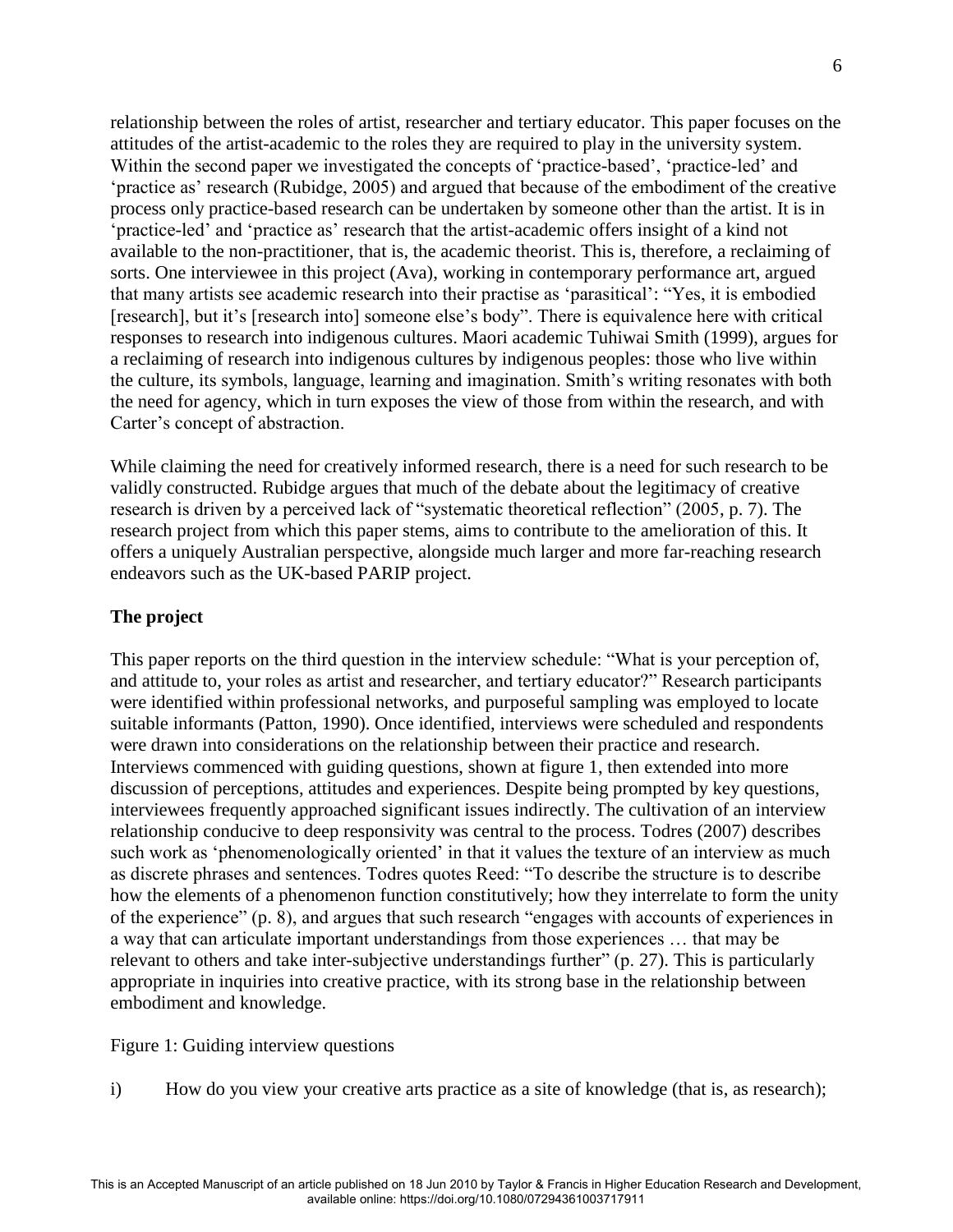relationship between the roles of artist, researcher and tertiary educator. This paper focuses on the attitudes of the artist-academic to the roles they are required to play in the university system. Within the second paper we investigated the concepts of 'practice-based', 'practice-led' and 'practice as' research (Rubidge, 2005) and argued that because of the embodiment of the creative process only practice-based research can be undertaken by someone other than the artist. It is in 'practice-led' and 'practice as' research that the artist-academic offers insight of a kind not available to the non-practitioner, that is, the academic theorist. This is, therefore, a reclaiming of sorts. One interviewee in this project (Ava), working in contemporary performance art, argued that many artists see academic research into their practise as 'parasitical': "Yes, it is embodied [research], but it's [research into] someone else's body". There is equivalence here with critical responses to research into indigenous cultures. Maori academic Tuhiwai Smith (1999), argues for a reclaiming of research into indigenous cultures by indigenous peoples: those who live within the culture, its symbols, language, learning and imagination. Smith's writing resonates with both the need for agency, which in turn exposes the view of those from within the research, and with Carter's concept of abstraction.

While claiming the need for creatively informed research, there is a need for such research to be validly constructed. Rubidge argues that much of the debate about the legitimacy of creative research is driven by a perceived lack of "systematic theoretical reflection" (2005, p. 7). The research project from which this paper stems, aims to contribute to the amelioration of this. It offers a uniquely Australian perspective, alongside much larger and more far-reaching research endeavors such as the UK-based PARIP project.

## The project

This paper reports on the third question in the interview schedule: "What is your perception of, and attitude to, your roles as artist and researcher, and tertiary educator?" Research participants were identified within professional networks, and purposeful sampling was employed to locate suitable informants (Patton, 1990). Once identified, interviews were scheduled and respondents were drawn into considerations on the relationship between their practice and research. Interviews commenced with guiding questions, shown at figure 1, then extended into more discussion of perceptions, attitudes and experiences. Despite being prompted by key questions, interviewees frequently approached significant issues indirectly. The cultivation of an interview relationship conducive to deep responsivity was central to the process. Todres (2007) describes such work as 'phenomenologically oriented' in that it values the texture of an interview as much as discrete phrases and sentences. Todres quotes Reed: "To describe the structure is to describe how the elements of a phenomenon function constitutively; how they interrelate to form the unity of the experience" (p. 8), and argues that such research "engages with accounts of experiences in a way that can articulate important understandings from those experiences … that may be relevant to others and take inter-subjective understandings further" (p. 27). This is particularly appropriate in inquiries into creative practice, with its strong base in the relationship between embodiment and knowledge.

Figure 1: Guiding interview questions

i) How do you view your creative arts practice as a site of knowledge (that is, as research);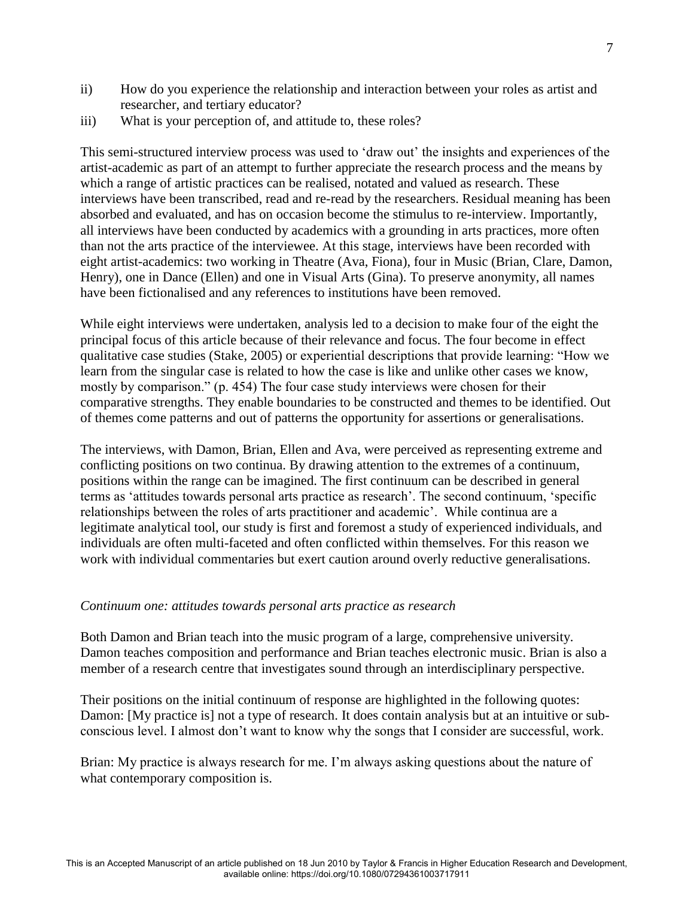ii) How do you experience the relationship and interaction between your roles as artist and researcher, and tertiary educator?

iii) What is your perception of, and attitude to, these roles?

This semi-structured interview process was used to 'draw out' the insights and experiences of the artist-academic as part of an attempt to further appreciate the research process and the means by which a range of artistic practices can be realised, notated and valued as research. These interviews have been transcribed, read and re-read by the researchers. Residual meaning has been absorbed and evaluated, and has on occasion become the stimulus to re-interview. Importantly, all interviews have been conducted by academics with a grounding in arts practices, more often than not the arts practice of the interviewee. At this stage, interviews have been recorded with eight artist-academics: two working in Theatre (Ava, Fiona), four in Music (Brian, Clare, Damon, Henry), one in Dance (Ellen) and one in Visual Arts (Gina). To preserve anonymity, all names have been fictionalised and any references to institutions have been removed.

While eight interviews were undertaken, analysis led to a decision to make four of the eight the principal focus of this article because of their relevance and focus. The four become in effect qualitative case studies (Stake, 2005) or experiential descriptions that provide learning: "How we learn from the singular case is related to how the case is like and unlike other cases we know, mostly by comparison." (p. 454) The four case study interviews were chosen for their comparative strengths. They enable boundaries to be constructed and themes to be identified. Out of themes come patterns and out of patterns the opportunity for assertions or generalisations.

The interviews, with Damon, Brian, Ellen and Ava, were perceived as representing extreme and conflicting positions on two continua. By drawing attention to the extremes of a continuum, positions within the range can be imagined. The first continuum can be described in general terms as 'attitudes towards personal arts practice as research'. The second continuum, 'specific relationships between the roles of arts practitioner and academic'. While continua are a legitimate analytical tool, our study is first and foremost a study of experienced individuals, and individuals are often multi-faceted and often conflicted within themselves. For this reason we work with individual commentaries but exert caution around overly reductive generalisations.

*Continuum one: attitudes towards personal arts practice as research*

Both Damon and Brian teach into the music program of a large, comprehensive university. Damon teaches composition and performance and Brian teaches electronic music. Brian is also a member of a research centre that investigates sound through an interdisciplinary perspective.

Their positions on the initial continuum of response are highlighted in the following quotes:
Damon: [My practice is] not a type of research. It does contain analysis but at an intuitive or sub-conscious level. I almost don't want to know why the songs that I consider are successful, work.

Brian: My practice is always research for me. I'm always asking questions about the nature of what contemporary composition is.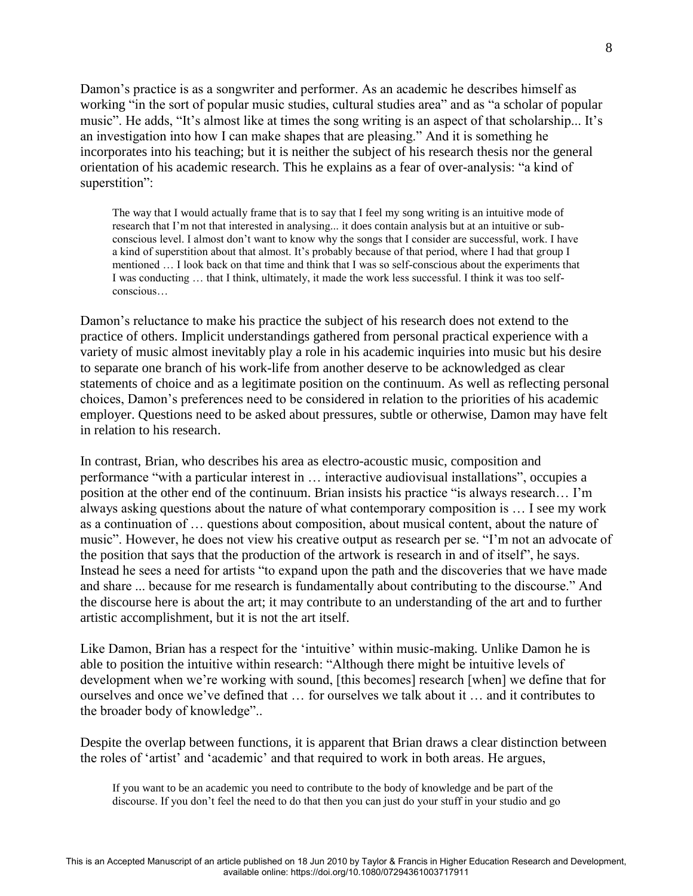Damon's practice is as a songwriter and performer. As an academic he describes himself as working "in the sort of popular music studies, cultural studies area" and as "a scholar of popular music". He adds, "It's almost like at times the song writing is an aspect of that scholarship... It's an investigation into how I can make shapes that are pleasing." And it is something he incorporates into his teaching; but it is neither the subject of his research thesis nor the general orientation of his academic research. This he explains as a fear of over-analysis: "a kind of superstition":

> The way that I would actually frame that is to say that I feel my song writing is an intuitive mode of research that I'm not that interested in analysing... it does contain analysis but at an intuitive or sub-conscious level. I almost don't want to know why the songs that I consider are successful, work. I have a kind of superstition about that almost. It's probably because of that period, where I had that group I mentioned … I look back on that time and think that I was so self-conscious about the experiments that I was conducting … that I think, ultimately, it made the work less successful. I think it was too self-conscious…

Damon's reluctance to make his practice the subject of his research does not extend to the practice of others. Implicit understandings gathered from personal practical experience with a variety of music almost inevitably play a role in his academic inquiries into music but his desire to separate one branch of his work-life from another deserve to be acknowledged as clear statements of choice and as a legitimate position on the continuum. As well as reflecting personal choices, Damon's preferences need to be considered in relation to the priorities of his academic employer. Questions need to be asked about pressures, subtle or otherwise, Damon may have felt in relation to his research.

In contrast, Brian, who describes his area as electro-acoustic music, composition and performance "with a particular interest in … interactive audiovisual installations", occupies a position at the other end of the continuum. Brian insists his practice "is always research… I'm always asking questions about the nature of what contemporary composition is … I see my work as a continuation of … questions about composition, about musical content, about the nature of music". However, he does not view his creative output as research per se. "I'm not an advocate of the position that says that the production of the artwork is research in and of itself", he says. Instead he sees a need for artists "to expand upon the path and the discoveries that we have made and share ... because for me research is fundamentally about contributing to the discourse." And the discourse here is about the art; it may contribute to an understanding of the art and to further artistic accomplishment, but it is not the art itself.

Like Damon, Brian has a respect for the 'intuitive' within music-making. Unlike Damon he is able to position the intuitive within research: "Although there might be intuitive levels of development when we're working with sound, [this becomes] research [when] we define that for ourselves and once we've defined that … for ourselves we talk about it … and it contributes to the broader body of knowledge"..

Despite the overlap between functions, it is apparent that Brian draws a clear distinction between the roles of 'artist' and 'academic' and that required to work in both areas. He argues,

> If you want to be an academic you need to contribute to the body of knowledge and be part of the discourse. If you don't feel the need to do that then you can just do your stuff in your studio and go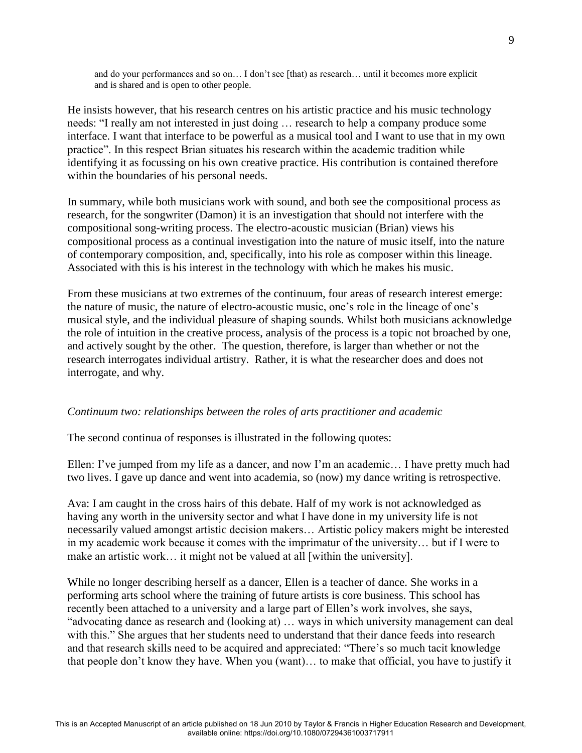> and do your performances and so on… I don't see [that) as research… until it becomes more explicit and is shared and is open to other people.

He insists however, that his research centres on his artistic practice and his music technology needs: "I really am not interested in just doing … research to help a company produce some interface. I want that interface to be powerful as a musical tool and I want to use that in my own practice". In this respect Brian situates his research within the academic tradition while identifying it as focussing on his own creative practice. His contribution is contained therefore within the boundaries of his personal needs.

In summary, while both musicians work with sound, and both see the compositional process as research, for the songwriter (Damon) it is an investigation that should not interfere with the compositional song-writing process. The electro-acoustic musician (Brian) views his compositional process as a continual investigation into the nature of music itself, into the nature of contemporary composition, and, specifically, into his role as composer within this lineage. Associated with this is his interest in the technology with which he makes his music.

From these musicians at two extremes of the continuum, four areas of research interest emerge: the nature of music, the nature of electro-acoustic music, one's role in the lineage of one's musical style, and the individual pleasure of shaping sounds. Whilst both musicians acknowledge the role of intuition in the creative process, analysis of the process is a topic not broached by one, and actively sought by the other. The question, therefore, is larger than whether or not the research interrogates individual artistry. Rather, it is what the researcher does and does not interrogate, and why.

*Continuum two: relationships between the roles of arts practitioner and academic*

The second continua of responses is illustrated in the following quotes:

Ellen: I've jumped from my life as a dancer, and now I'm an academic… I have pretty much had two lives. I gave up dance and went into academia, so (now) my dance writing is retrospective.

Ava: I am caught in the cross hairs of this debate. Half of my work is not acknowledged as having any worth in the university sector and what I have done in my university life is not necessarily valued amongst artistic decision makers… Artistic policy makers might be interested in my academic work because it comes with the imprimatur of the university… but if I were to make an artistic work… it might not be valued at all [within the university].

While no longer describing herself as a dancer, Ellen is a teacher of dance. She works in a performing arts school where the training of future artists is core business. This school has recently been attached to a university and a large part of Ellen's work involves, she says, "advocating dance as research and (looking at) … ways in which university management can deal with this." She argues that her students need to understand that their dance feeds into research and that research skills need to be acquired and appreciated: "There's so much tacit knowledge that people don't know they have. When you (want)… to make that official, you have to justify it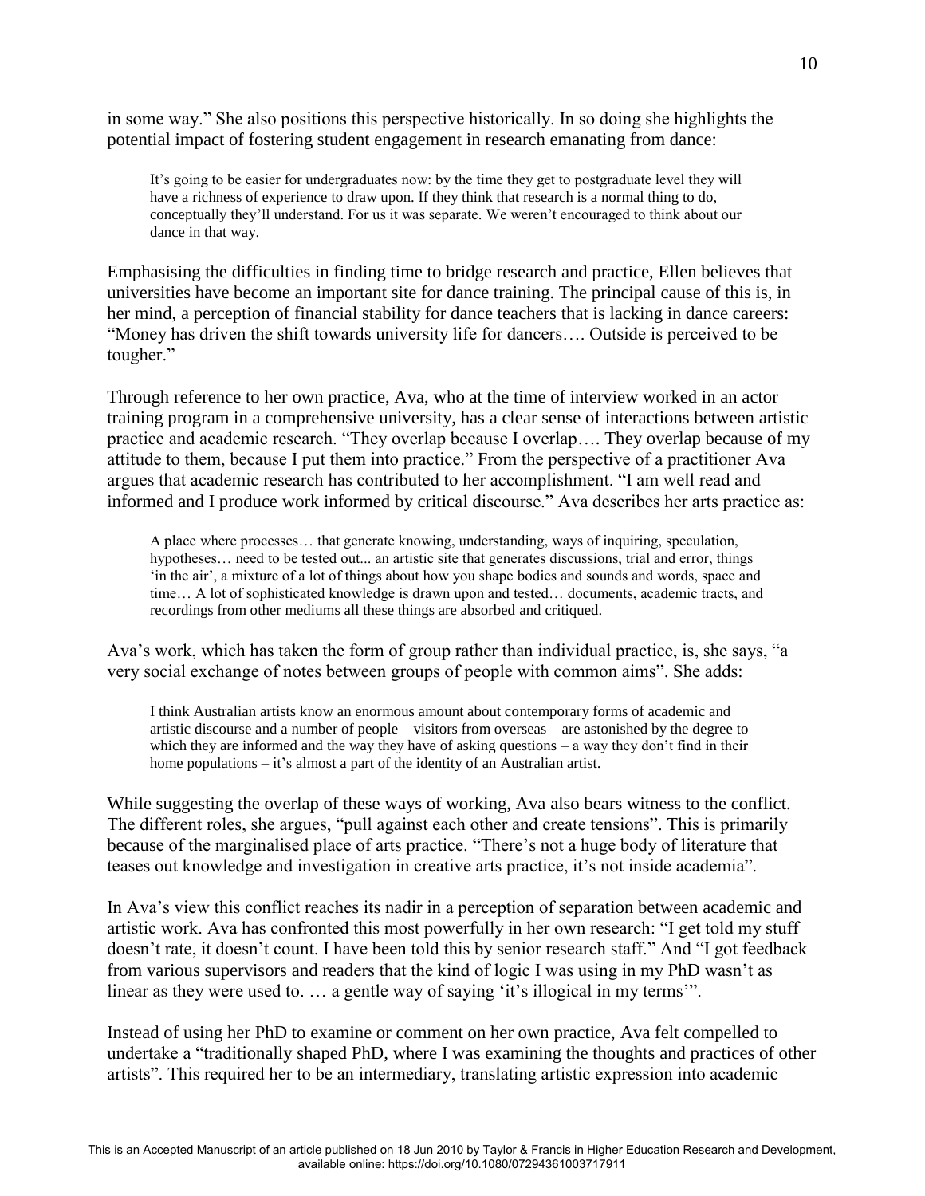in some way." She also positions this perspective historically. In so doing she highlights the potential impact of fostering student engagement in research emanating from dance:

> It's going to be easier for undergraduates now: by the time they get to postgraduate level they will have a richness of experience to draw upon. If they think that research is a normal thing to do, conceptually they'll understand. For us it was separate. We weren't encouraged to think about our dance in that way.

Emphasising the difficulties in finding time to bridge research and practice, Ellen believes that universities have become an important site for dance training. The principal cause of this is, in her mind, a perception of financial stability for dance teachers that is lacking in dance careers: "Money has driven the shift towards university life for dancers…. Outside is perceived to be tougher."

Through reference to her own practice, Ava, who at the time of interview worked in an actor training program in a comprehensive university, has a clear sense of interactions between artistic practice and academic research. "They overlap because I overlap…. They overlap because of my attitude to them, because I put them into practice." From the perspective of a practitioner Ava argues that academic research has contributed to her accomplishment. "I am well read and informed and I produce work informed by critical discourse." Ava describes her arts practice as:

> A place where processes… that generate knowing, understanding, ways of inquiring, speculation, hypotheses… need to be tested out... an artistic site that generates discussions, trial and error, things 'in the air', a mixture of a lot of things about how you shape bodies and sounds and words, space and time… A lot of sophisticated knowledge is drawn upon and tested… documents, academic tracts, and recordings from other mediums all these things are absorbed and critiqued.

Ava's work, which has taken the form of group rather than individual practice, is, she says, "a very social exchange of notes between groups of people with common aims". She adds:

> I think Australian artists know an enormous amount about contemporary forms of academic and artistic discourse and a number of people – visitors from overseas – are astonished by the degree to which they are informed and the way they have of asking questions – a way they don't find in their home populations – it's almost a part of the identity of an Australian artist.

While suggesting the overlap of these ways of working, Ava also bears witness to the conflict. The different roles, she argues, "pull against each other and create tensions". This is primarily because of the marginalised place of arts practice. "There's not a huge body of literature that teases out knowledge and investigation in creative arts practice, it's not inside academia".

In Ava's view this conflict reaches its nadir in a perception of separation between academic and artistic work. Ava has confronted this most powerfully in her own research: "I get told my stuff doesn't rate, it doesn't count. I have been told this by senior research staff." And "I got feedback from various supervisors and readers that the kind of logic I was using in my PhD wasn't as linear as they were used to. … a gentle way of saying 'it's illogical in my terms'".

Instead of using her PhD to examine or comment on her own practice, Ava felt compelled to undertake a "traditionally shaped PhD, where I was examining the thoughts and practices of other artists". This required her to be an intermediary, translating artistic expression into academic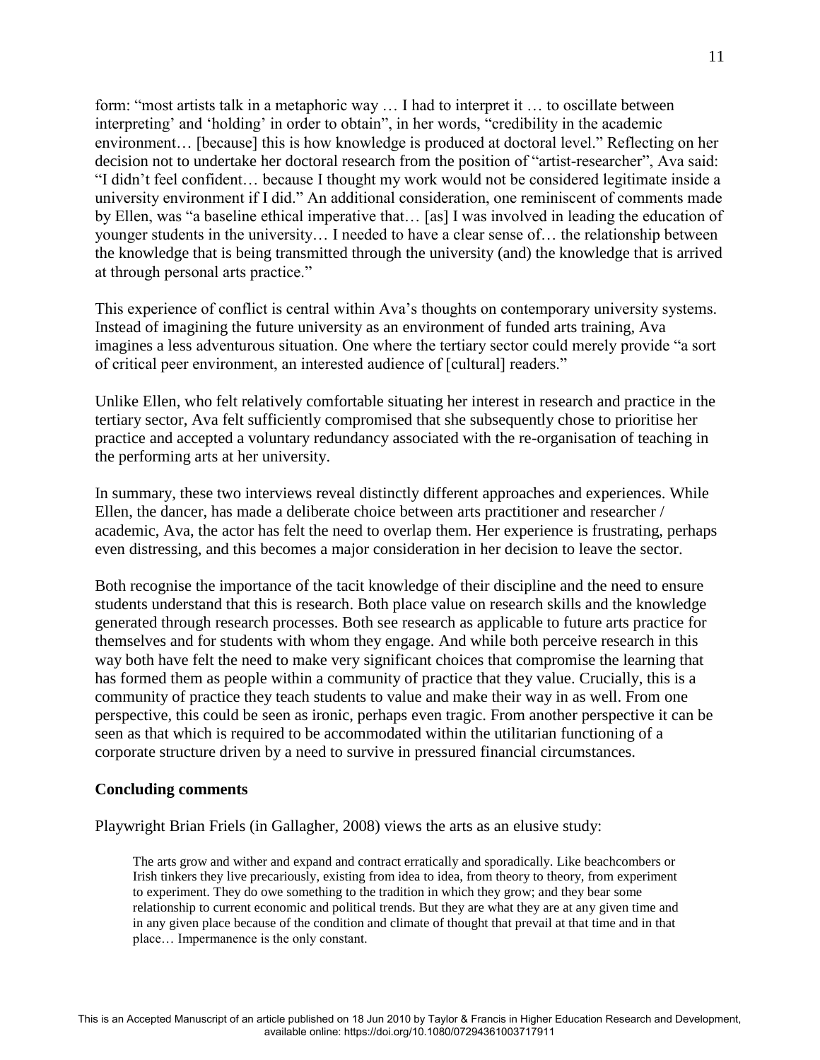form: "most artists talk in a metaphoric way … I had to interpret it … to oscillate between interpreting' and 'holding' in order to obtain", in her words, "credibility in the academic environment… [because] this is how knowledge is produced at doctoral level." Reflecting on her decision not to undertake her doctoral research from the position of "artist-researcher", Ava said: "I didn't feel confident… because I thought my work would not be considered legitimate inside a university environment if I did." An additional consideration, one reminiscent of comments made by Ellen, was "a baseline ethical imperative that… [as] I was involved in leading the education of younger students in the university… I needed to have a clear sense of… the relationship between the knowledge that is being transmitted through the university (and) the knowledge that is arrived at through personal arts practice."

This experience of conflict is central within Ava's thoughts on contemporary university systems. Instead of imagining the future university as an environment of funded arts training, Ava imagines a less adventurous situation. One where the tertiary sector could merely provide "a sort of critical peer environment, an interested audience of [cultural] readers."

Unlike Ellen, who felt relatively comfortable situating her interest in research and practice in the tertiary sector, Ava felt sufficiently compromised that she subsequently chose to prioritise her practice and accepted a voluntary redundancy associated with the re-organisation of teaching in the performing arts at her university.

In summary, these two interviews reveal distinctly different approaches and experiences. While Ellen, the dancer, has made a deliberate choice between arts practitioner and researcher / academic, Ava, the actor has felt the need to overlap them. Her experience is frustrating, perhaps even distressing, and this becomes a major consideration in her decision to leave the sector.

Both recognise the importance of the tacit knowledge of their discipline and the need to ensure students understand that this is research. Both place value on research skills and the knowledge generated through research processes. Both see research as applicable to future arts practice for themselves and for students with whom they engage. And while both perceive research in this way both have felt the need to make very significant choices that compromise the learning that has formed them as people within a community of practice that they value. Crucially, this is a community of practice they teach students to value and make their way in as well. From one perspective, this could be seen as ironic, perhaps even tragic. From another perspective it can be seen as that which is required to be accommodated within the utilitarian functioning of a corporate structure driven by a need to survive in pressured financial circumstances.

**Concluding comments**

Playwright Brian Friels (in Gallagher, 2008) views the arts as an elusive study:

> The arts grow and wither and expand and contract erratically and sporadically. Like beachcombers or Irish tinkers they live precariously, existing from idea to idea, from theory to theory, from experiment to experiment. They do owe something to the tradition in which they grow; and they bear some relationship to current economic and political trends. But they are what they are at any given time and in any given place because of the condition and climate of thought that prevail at that time and in that place… Impermanence is the only constant.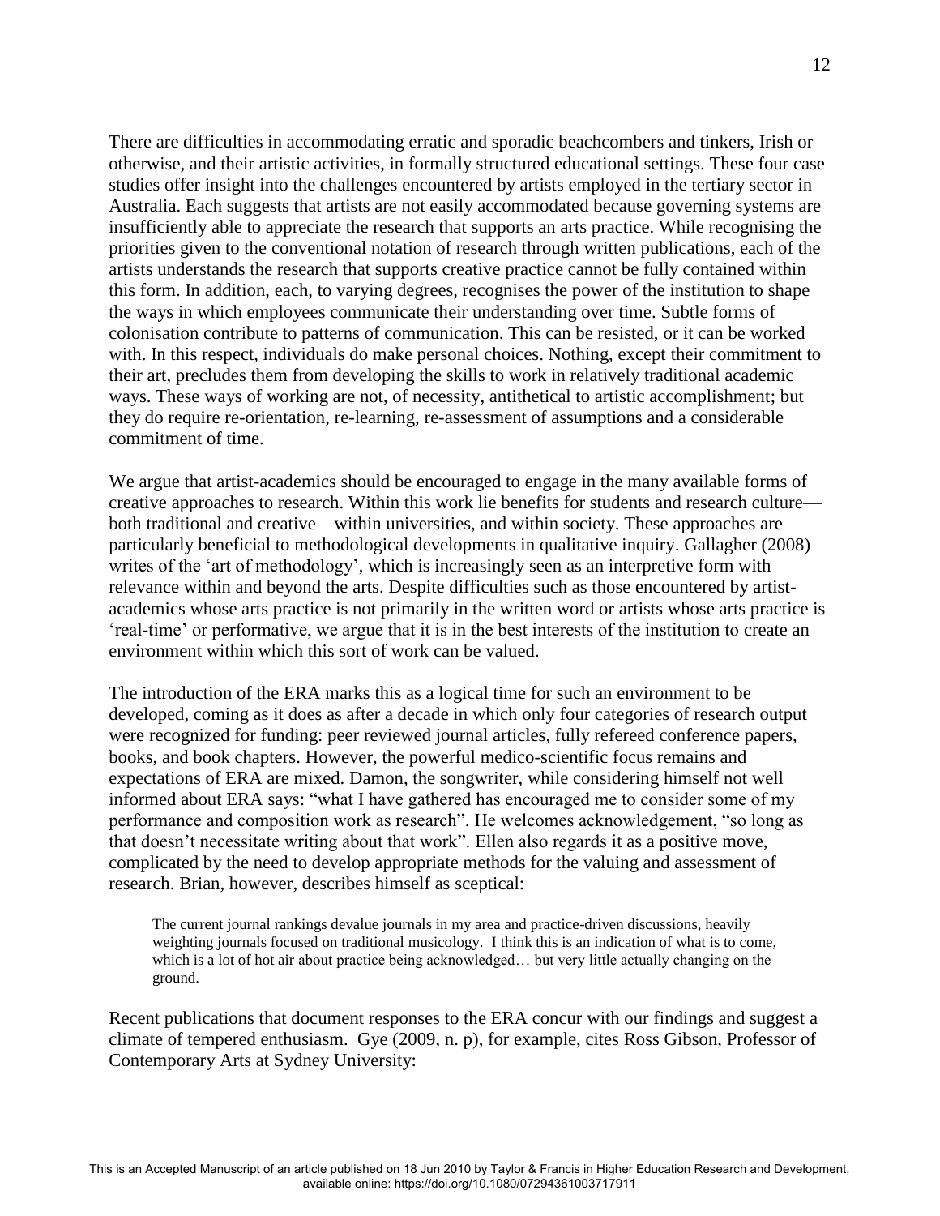There are difficulties in accommodating erratic and sporadic beachcombers and tinkers, Irish or otherwise, and their artistic activities, in formally structured educational settings. These four case studies offer insight into the challenges encountered by artists employed in the tertiary sector in Australia. Each suggests that artists are not easily accommodated because governing systems are insufficiently able to appreciate the research that supports an arts practice. While recognising the priorities given to the conventional notation of research through written publications, each of the artists understands the research that supports creative practice cannot be fully contained within this form. In addition, each, to varying degrees, recognises the power of the institution to shape the ways in which employees communicate their understanding over time. Subtle forms of colonisation contribute to patterns of communication. This can be resisted, or it can be worked with. In this respect, individuals do make personal choices. Nothing, except their commitment to their art, precludes them from developing the skills to work in relatively traditional academic ways. These ways of working are not, of necessity, antithetical to artistic accomplishment; but they do require re-orientation, re-learning, re-assessment of assumptions and a considerable commitment of time.

We argue that artist-academics should be encouraged to engage in the many available forms of creative approaches to research. Within this work lie benefits for students and research culture—both traditional and creative—within universities, and within society. These approaches are particularly beneficial to methodological developments in qualitative inquiry. Gallagher (2008) writes of the 'art of methodology', which is increasingly seen as an interpretive form with relevance within and beyond the arts. Despite difficulties such as those encountered by artist-academics whose arts practice is not primarily in the written word or artists whose arts practice is 'real-time' or performative, we argue that it is in the best interests of the institution to create an environment within which this sort of work can be valued.

The introduction of the ERA marks this as a logical time for such an environment to be developed, coming as it does as after a decade in which only four categories of research output were recognized for funding: peer reviewed journal articles, fully refereed conference papers, books, and book chapters. However, the powerful medico-scientific focus remains and expectations of ERA are mixed. Damon, the songwriter, while considering himself not well informed about ERA says: "what I have gathered has encouraged me to consider some of my performance and composition work as research". He welcomes acknowledgement, "so long as that doesn't necessitate writing about that work". Ellen also regards it as a positive move, complicated by the need to develop appropriate methods for the valuing and assessment of research. Brian, however, describes himself as sceptical:

> The current journal rankings devalue journals in my area and practice-driven discussions, heavily weighting journals focused on traditional musicology. I think this is an indication of what is to come, which is a lot of hot air about practice being acknowledged… but very little actually changing on the ground.

Recent publications that document responses to the ERA concur with our findings and suggest a climate of tempered enthusiasm. Gye (2009, n. p), for example, cites Ross Gibson, Professor of Contemporary Arts at Sydney University: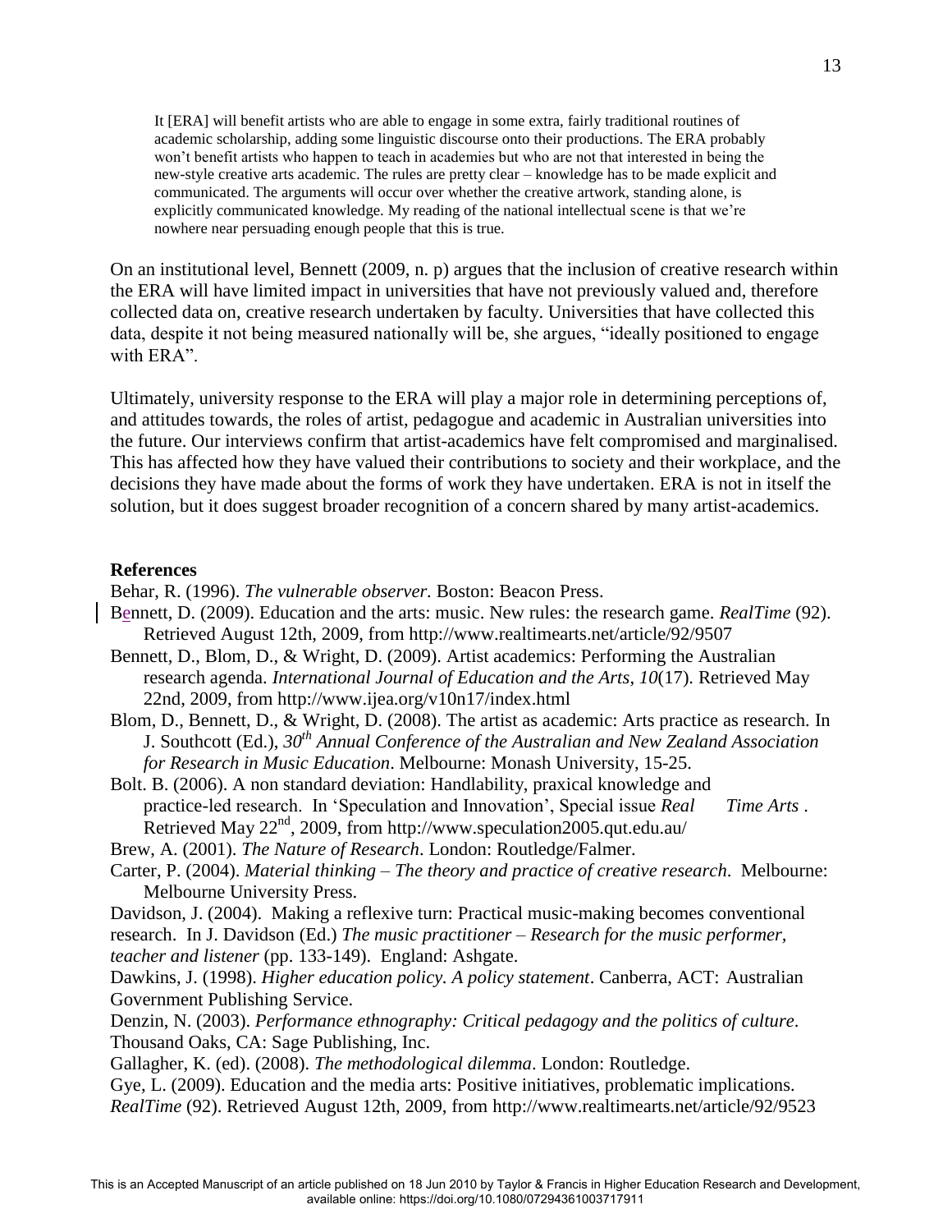> It [ERA] will benefit artists who are able to engage in some extra, fairly traditional routines of academic scholarship, adding some linguistic discourse onto their productions. The ERA probably won't benefit artists who happen to teach in academies but who are not that interested in being the new-style creative arts academic. The rules are pretty clear – knowledge has to be made explicit and communicated. The arguments will occur over whether the creative artwork, standing alone, is explicitly communicated knowledge. My reading of the national intellectual scene is that we're nowhere near persuading enough people that this is true.

On an institutional level, Bennett (2009, n. p) argues that the inclusion of creative research within the ERA will have limited impact in universities that have not previously valued and, therefore collected data on, creative research undertaken by faculty. Universities that have collected this data, despite it not being measured nationally will be, she argues, "ideally positioned to engage with ERA".

Ultimately, university response to the ERA will play a major role in determining perceptions of, and attitudes towards, the roles of artist, pedagogue and academic in Australian universities into the future. Our interviews confirm that artist-academics have felt compromised and marginalised. This has affected how they have valued their contributions to society and their workplace, and the decisions they have made about the forms of work they have undertaken. ERA is not in itself the solution, but it does suggest broader recognition of a concern shared by many artist-academics.

**References**

Behar, R. (1996). *The vulnerable observer.* Boston: Beacon Press.

Bennett, D. (2009). Education and the arts: music. New rules: the research game. *RealTime* (92). Retrieved August 12th, 2009, from http://www.realtimearts.net/article/92/9507

Bennett, D., Blom, D., & Wright, D. (2009). Artist academics: Performing the Australian research agenda. *International Journal of Education and the Arts, 10*(17). Retrieved May 22nd, 2009, from http://www.ijea.org/v10n17/index.html

Blom, D., Bennett, D., & Wright, D. (2008). The artist as academic: Arts practice as research. In J. Southcott (Ed.), *30th Annual Conference of the Australian and New Zealand Association for Research in Music Education*. Melbourne: Monash University, 15-25.

Bolt. B. (2006). A non standard deviation: Handlability, praxical knowledge and practice-led research. In 'Speculation and Innovation', Special issue *Real Time Arts* . Retrieved May 22nd, 2009, from http://www.speculation2005.qut.edu.au/

Brew, A. (2001). *The Nature of Research*. London: Routledge/Falmer.

Carter, P. (2004). *Material thinking – The theory and practice of creative research*. Melbourne: Melbourne University Press.

Davidson, J. (2004). Making a reflexive turn: Practical music-making becomes conventional research. In J. Davidson (Ed.) *The music practitioner – Research for the music performer, teacher and listener* (pp. 133-149). England: Ashgate.

Dawkins, J. (1998). *Higher education policy. A policy statement*. Canberra, ACT: Australian Government Publishing Service.

Denzin, N. (2003). *Performance ethnography: Critical pedagogy and the politics of culture*. Thousand Oaks, CA: Sage Publishing, Inc.

Gallagher, K. (ed). (2008). *The methodological dilemma*. London: Routledge.

Gye, L. (2009). Education and the media arts: Positive initiatives, problematic implications. *RealTime* (92). Retrieved August 12th, 2009, from http://www.realtimearts.net/article/92/9523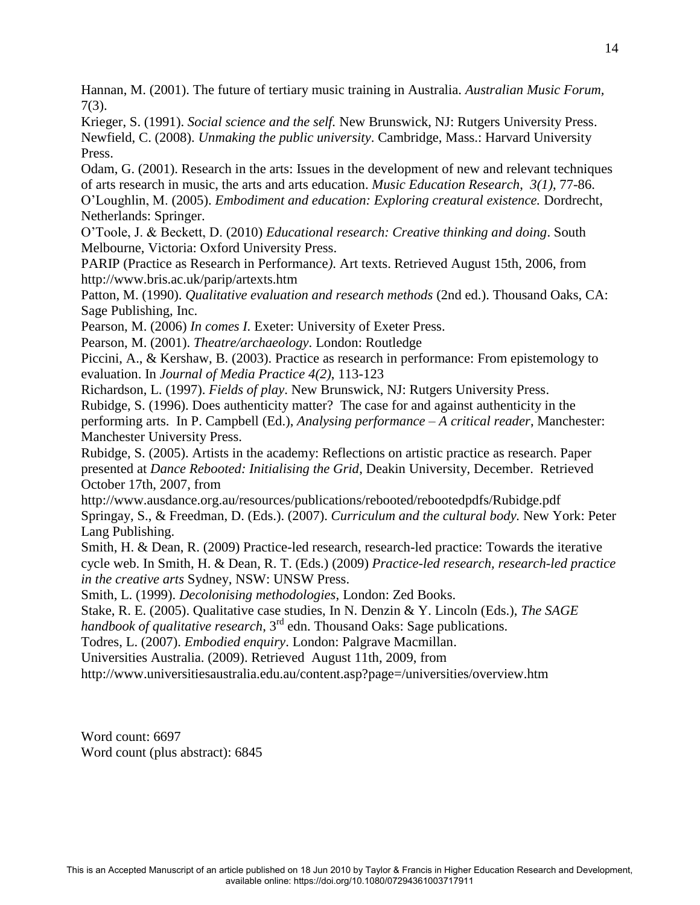Hannan, M. (2001). The future of tertiary music training in Australia. *Australian Music Forum,* 7(3).

Krieger, S. (1991). *Social science and the self.* New Brunswick, NJ: Rutgers University Press.

Newfield, C. (2008). *Unmaking the public university*. Cambridge, Mass.: Harvard University Press.

Odam, G. (2001). Research in the arts: Issues in the development of new and relevant techniques of arts research in music, the arts and arts education. *Music Education Research, 3(1)*, 77-86.

O'Loughlin, M. (2005). *Embodiment and education: Exploring creatural existence.* Dordrecht, Netherlands: Springer.

O'Toole, J. & Beckett, D. (2010) *Educational research: Creative thinking and doing*. South Melbourne, Victoria: Oxford University Press.

PARIP (Practice as Research in Performance*)*. Art texts. Retrieved August 15th, 2006, from http://www.bris.ac.uk/parip/artexts.htm

Patton, M. (1990). *Qualitative evaluation and research methods* (2nd ed.). Thousand Oaks, CA: Sage Publishing, Inc.

Pearson, M. (2006) *In comes I.* Exeter: University of Exeter Press.

Pearson, M. (2001). *Theatre/archaeology*. London: Routledge

Piccini, A., & Kershaw, B. (2003). Practice as research in performance: From epistemology to evaluation. In *Journal of Media Practice 4(2)*, 113-123

Richardson, L. (1997). *Fields of play*. New Brunswick, NJ: Rutgers University Press.

Rubidge, S. (1996). Does authenticity matter? The case for and against authenticity in the performing arts. In P. Campbell (Ed.), *Analysing performance – A critical reader*, Manchester: Manchester University Press.

Rubidge, S. (2005). Artists in the academy: Reflections on artistic practice as research. Paper presented at *Dance Rebooted: Initialising the Grid*, Deakin University, December. Retrieved October 17th, 2007, from http://www.ausdance.org.au/resources/publications/rebooted/rebootedpdfs/Rubidge.pdf

Springay, S., & Freedman, D. (Eds.). (2007). *Curriculum and the cultural body.* New York: Peter Lang Publishing.

Smith, H. & Dean, R. (2009) Practice-led research, research-led practice: Towards the iterative cycle web. In Smith, H. & Dean, R. T. (Eds.) (2009) *Practice-led research, research-led practice in the creative arts* Sydney, NSW: UNSW Press.

Smith, L. (1999). *Decolonising methodologies*, London: Zed Books.

Stake, R. E. (2005). Qualitative case studies, In N. Denzin & Y. Lincoln (Eds.), *The SAGE handbook of qualitative research*, 3rd edn. Thousand Oaks: Sage publications.

Todres, L. (2007). *Embodied enquiry*. London: Palgrave Macmillan.

Universities Australia. (2009). Retrieved August 11th, 2009, from http://www.universitiesaustralia.edu.au/content.asp?page=/universities/overview.htm

Word count: 6697

Word count (plus abstract): 6845

This is an Accepted Manuscript of an article published on 18 Jun 2010 by Taylor & Francis in Higher Education Research and Development, available online: https://doi.org/10.1080/07294361003717911